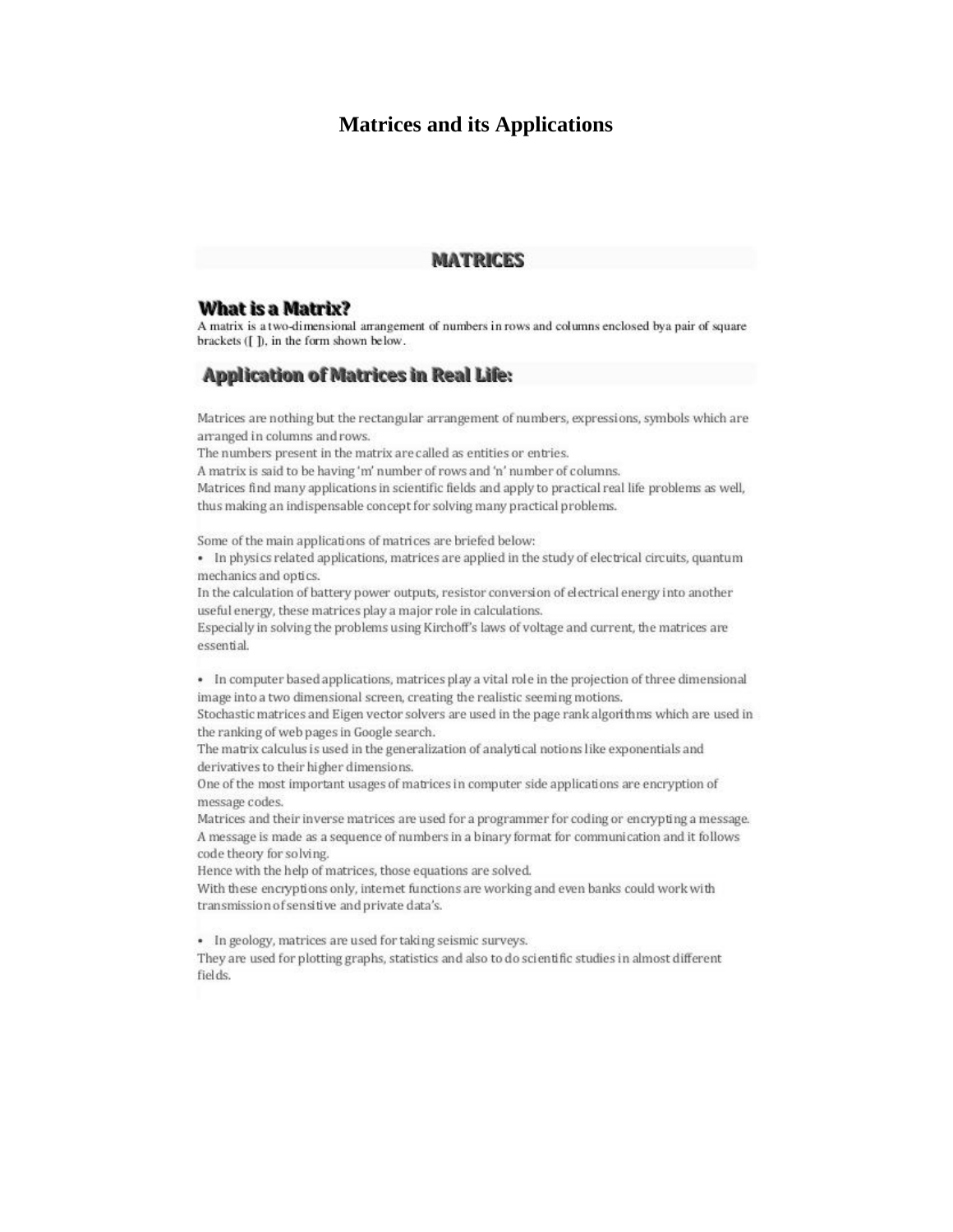# Matrices and its Applications

## MATRICES

### What is a Matrix?

A matrix is a two-dimensional arrangement of numbers in rows and columns enclosed bya pair of square brackets ([ ]), in the form shown below.

### Application of Matrices in Real Life:

Matrices are nothing but the rectangular arrangement of numbers, expressions, symbols which are arranged in columns and rows.

The numbers present in the matrix are called as entities or entries.

A matrix is said to be having 'm' number of rows and 'n' number of columns.

Matrices find many applications in scientific fields and apply to practical real life problems as well, thus making an indispensable concept for solving many practical problems.

Some of the main applications of matrices are briefed below:

- In physics related applications, matrices are applied in the study of electrical circuits, quantum mechanics and optics.

In the calculation of battery power outputs, resistor conversion of electrical energy into another useful energy, these matrices play a major role in calculations.

Especially in solving the problems using Kirchoff's laws of voltage and current, the matrices are essential.

- In computer based applications, matrices play a vital role in the projection of three dimensional image into a two dimensional screen, creating the realistic seeming motions.

Stochastic matrices and Eigen vector solvers are used in the page rank algorithms which are used in the ranking of web pages in Google search.

The matrix calculus is used in the generalization of analytical notions like exponentials and derivatives to their higher dimensions.

One of the most important usages of matrices in computer side applications are encryption of message codes.

Matrices and their inverse matrices are used for a programmer for coding or encrypting a message.

A message is made as a sequence of numbers in a binary format for communication and it follows code theory for solving.

Hence with the help of matrices, those equations are solved.

With these encryptions only, internet functions are working and even banks could work with transmission of sensitive and private data's.

- In geology, matrices are used for taking seismic surveys.

They are used for plotting graphs, statistics and also to do scientific studies in almost different fields.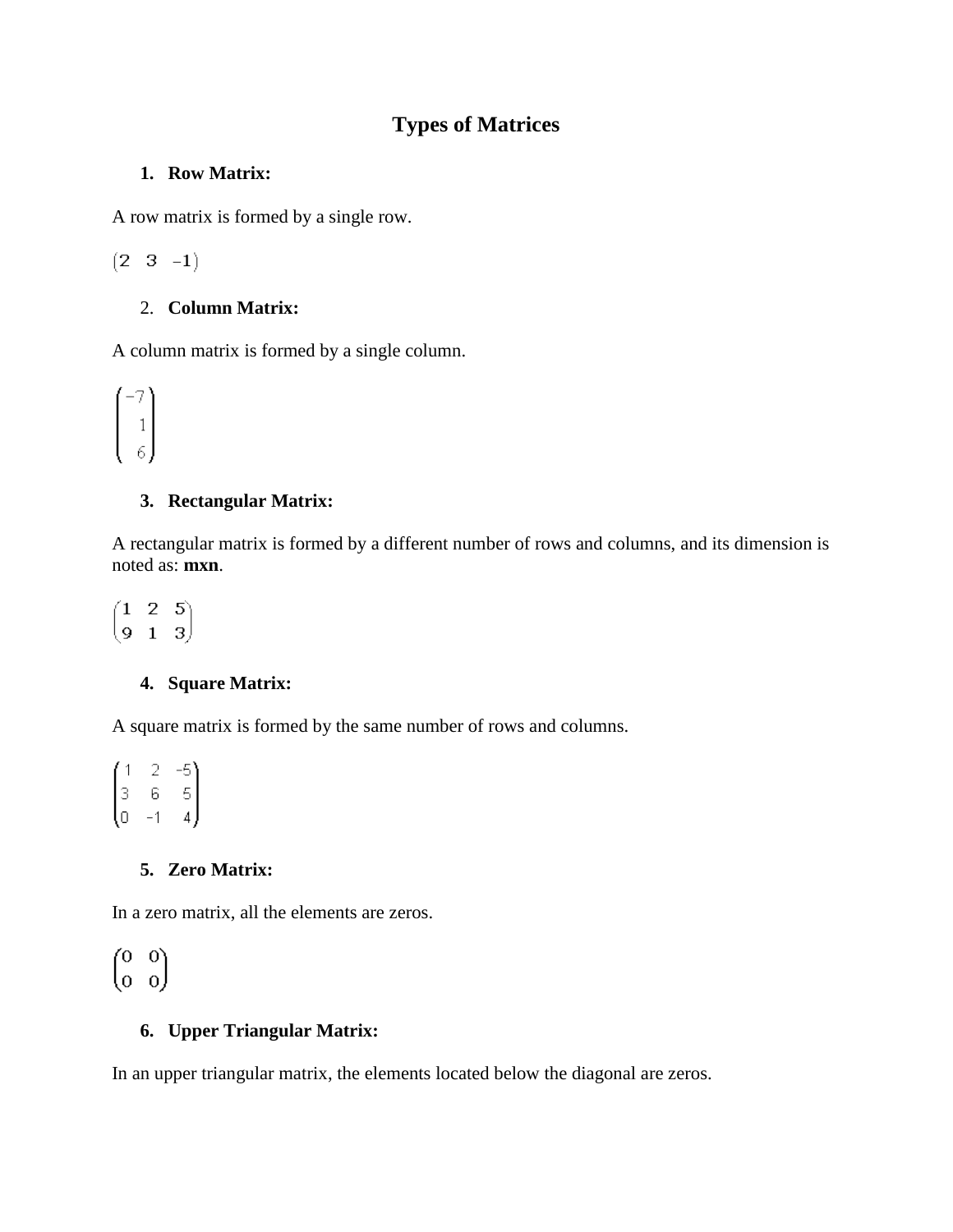# Types of Matrices

1. **Row Matrix:**

A row matrix is formed by a single row.

$$\begin{pmatrix} 2 & 3 & -1 \end{pmatrix}$$

2. **Column Matrix:**

A column matrix is formed by a single column.

$$\begin{pmatrix} -7 \\ 1 \\ 6 \end{pmatrix}$$

3. **Rectangular Matrix:**

A rectangular matrix is formed by a different number of rows and columns, and its dimension is noted as: **mxn**.

$$\begin{pmatrix} 1 & 2 & 5 \\ 9 & 1 & 3 \end{pmatrix}$$

4. **Square Matrix:**

A square matrix is formed by the same number of rows and columns.

$$\begin{pmatrix} 1 & 2 & -5 \\ 3 & 6 & 5 \\ 0 & -1 & 4 \end{pmatrix}$$

5. **Zero Matrix:**

In a zero matrix, all the elements are zeros.

$$\begin{pmatrix} 0 & 0 \\ 0 & 0 \end{pmatrix}$$

6. **Upper Triangular Matrix:**

In an upper triangular matrix, the elements located below the diagonal are zeros.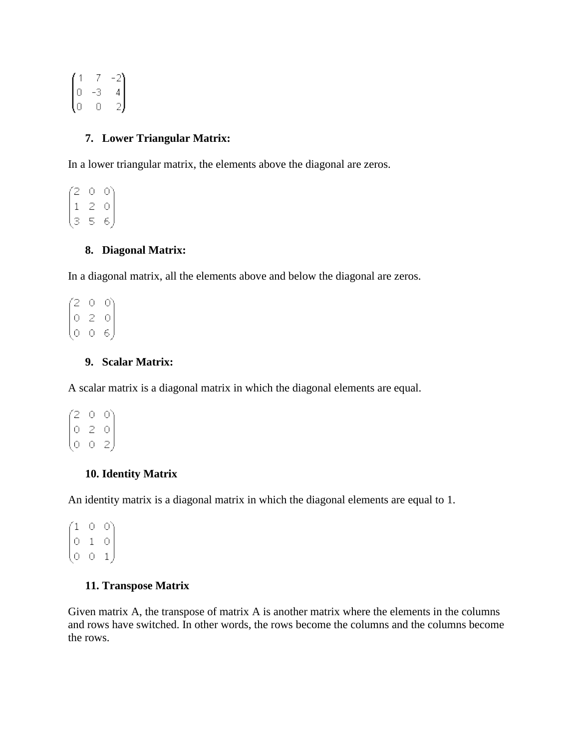$$\begin{pmatrix} 1 & 7 & -2 \\ 0 & -3 & 4 \\ 0 & 0 & 2 \end{pmatrix}$$

7. **Lower Triangular Matrix:**

In a lower triangular matrix, the elements above the diagonal are zeros.

$$\begin{pmatrix} 2 & 0 & 0 \\ 1 & 2 & 0 \\ 3 & 5 & 6 \end{pmatrix}$$

8. **Diagonal Matrix:**

In a diagonal matrix, all the elements above and below the diagonal are zeros.

$$\begin{pmatrix} 2 & 0 & 0 \\ 0 & 2 & 0 \\ 0 & 0 & 6 \end{pmatrix}$$

9. **Scalar Matrix:**

A scalar matrix is a diagonal matrix in which the diagonal elements are equal.

$$\begin{pmatrix} 2 & 0 & 0 \\ 0 & 2 & 0 \\ 0 & 0 & 2 \end{pmatrix}$$

10. **Identity Matrix**

An identity matrix is a diagonal matrix in which the diagonal elements are equal to 1.

$$\begin{pmatrix} 1 & 0 & 0 \\ 0 & 1 & 0 \\ 0 & 0 & 1 \end{pmatrix}$$

11. **Transpose Matrix**

Given matrix A, the transpose of matrix A is another matrix where the elements in the columns and rows have switched. In other words, the rows become the columns and the columns become the rows.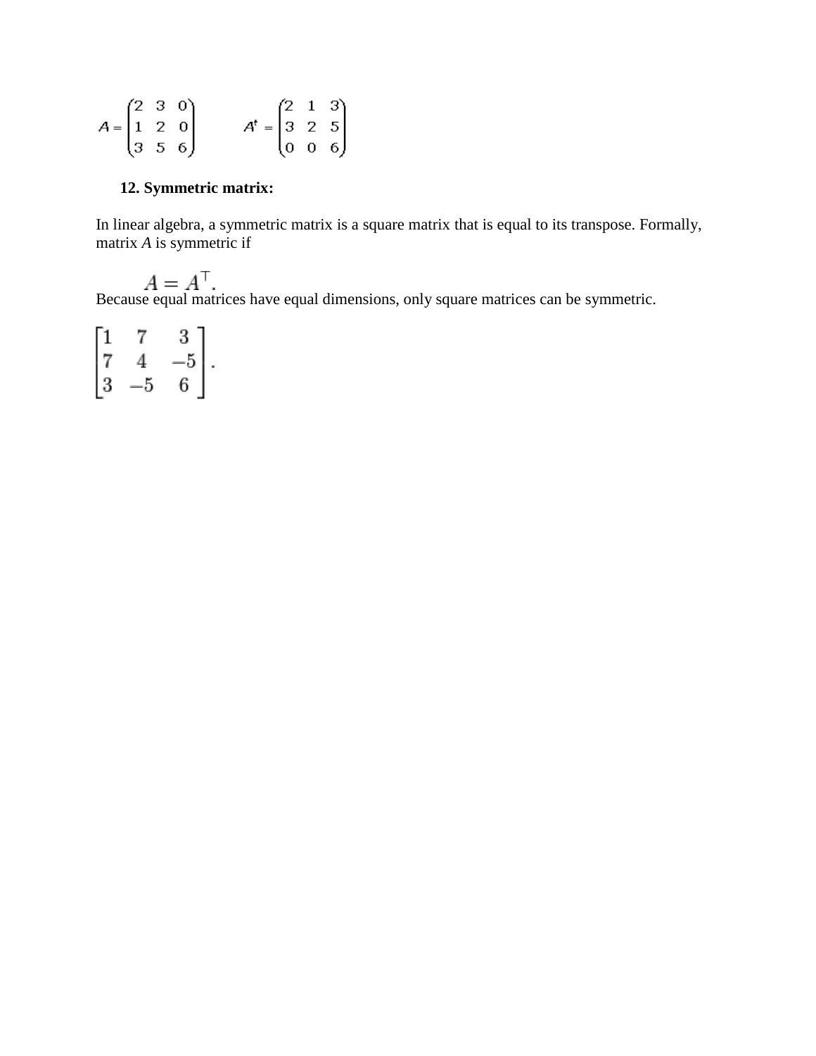$$A = \begin{pmatrix} 2 & 3 & 0 \\ 1 & 2 & 0 \\ 3 & 5 & 6 \end{pmatrix} \qquad A^t = \begin{pmatrix} 2 & 1 & 3 \\ 3 & 2 & 5 \\ 0 & 0 & 6 \end{pmatrix}$$

**12. Symmetric matrix:**

In linear algebra, a symmetric matrix is a square matrix that is equal to its transpose. Formally, matrix *A* is symmetric if

$$A = A^{\top}.$$

Because equal matrices have equal dimensions, only square matrices can be symmetric.

$$\begin{bmatrix} 1 & 7 & 3 \\ 7 & 4 & -5 \\ 3 & -5 & 6 \end{bmatrix}.$$